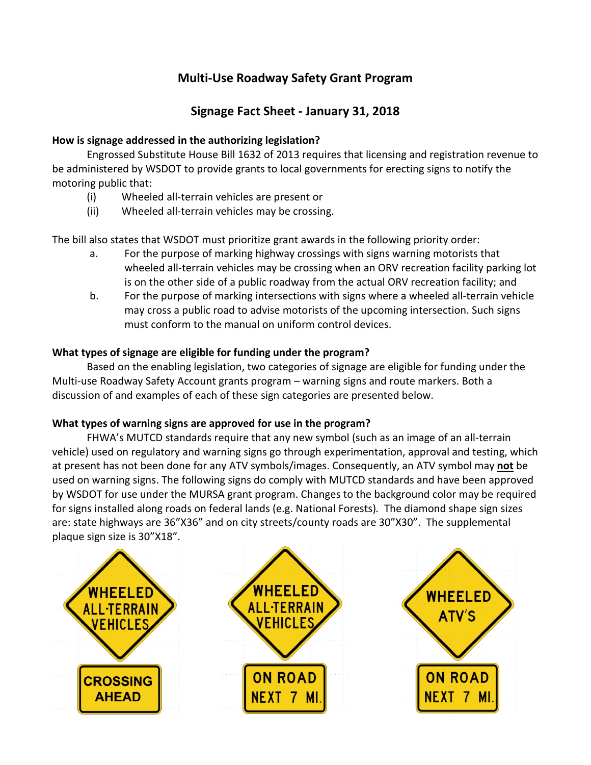# Multi-Use Roadway Safety Grant Program

## Signage Fact Sheet - January 31, 2018

**How is signage addressed in the authorizing legislation?**

Engrossed Substitute House Bill 1632 of 2013 requires that licensing and registration revenue to be administered by WSDOT to provide grants to local governments for erecting signs to notify the motoring public that:

(i) Wheeled all-terrain vehicles are present or
(ii) Wheeled all-terrain vehicles may be crossing.

The bill also states that WSDOT must prioritize grant awards in the following priority order:

a. For the purpose of marking highway crossings with signs warning motorists that wheeled all-terrain vehicles may be crossing when an ORV recreation facility parking lot is on the other side of a public roadway from the actual ORV recreation facility; and
b. For the purpose of marking intersections with signs where a wheeled all-terrain vehicle may cross a public road to advise motorists of the upcoming intersection. Such signs must conform to the manual on uniform control devices.

**What types of signage are eligible for funding under the program?**

Based on the enabling legislation, two categories of signage are eligible for funding under the Multi-use Roadway Safety Account grants program – warning signs and route markers. Both a discussion of and examples of each of these sign categories are presented below.

**What types of warning signs are approved for use in the program?**

FHWA's MUTCD standards require that any new symbol (such as an image of an all-terrain vehicle) used on regulatory and warning signs go through experimentation, approval and testing, which at present has not been done for any ATV symbols/images. Consequently, an ATV symbol may **not** be used on warning signs. The following signs do comply with MUTCD standards and have been approved by WSDOT for use under the MURSA grant program. Changes to the background color may be required for signs installed along roads on federal lands (e.g. National Forests). The diamond shape sign sizes are: state highways are 36"X36" and on city streets/county roads are 30"X30". The supplemental plaque sign size is 30"X18".

WHEELED ALL-TERRAIN VEHICLES / CROSSING AHEAD

WHEELED ALL-TERRAIN VEHICLES / ON ROAD NEXT 7 MI.

WHEELED ATV'S / ON ROAD NEXT 7 MI.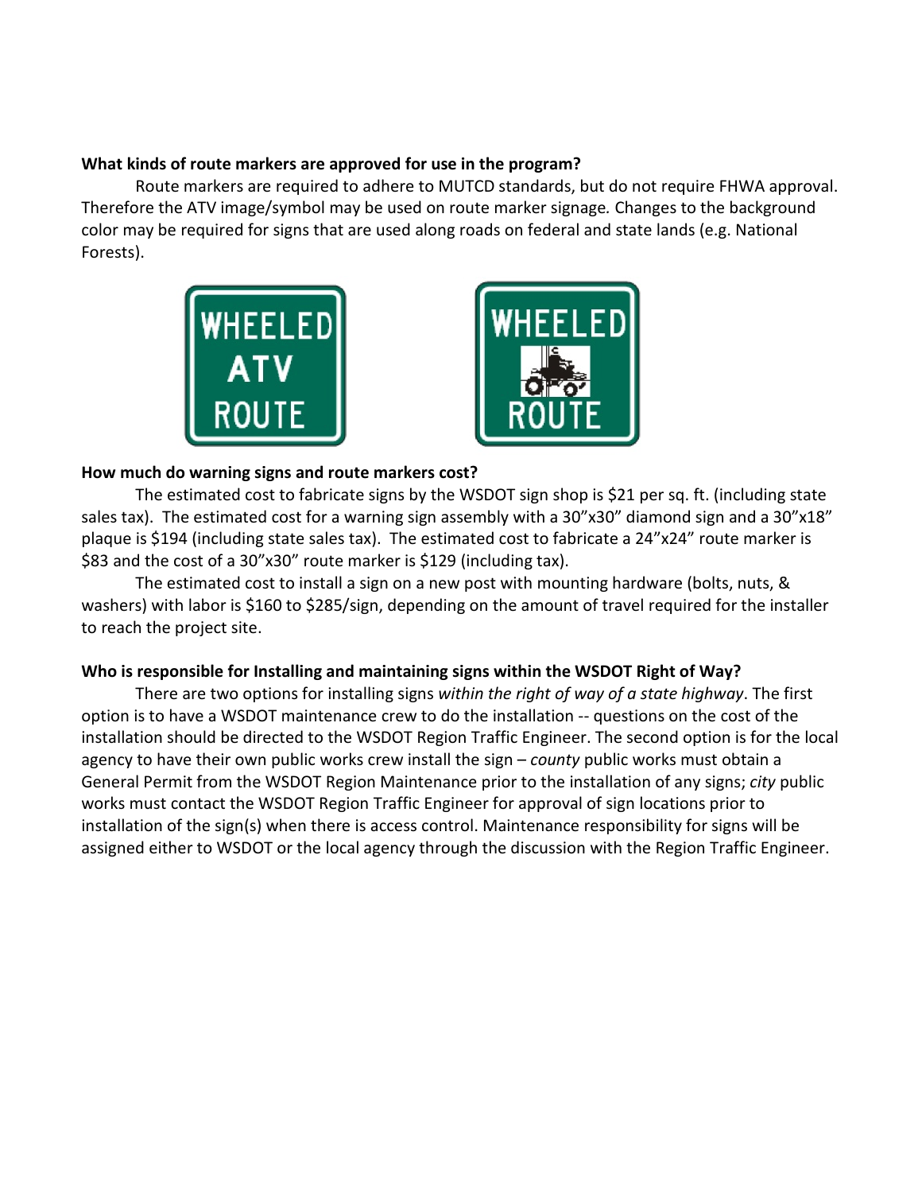**What kinds of route markers are approved for use in the program?**

Route markers are required to adhere to MUTCD standards, but do not require FHWA approval. Therefore the ATV image/symbol may be used on route marker signage. Changes to the background color may be required for signs that are used along roads on federal and state lands (e.g. National Forests).

WHEELED ATV ROUTE

WHEELED ROUTE

**How much do warning signs and route markers cost?**

The estimated cost to fabricate signs by the WSDOT sign shop is $21 per sq. ft. (including state sales tax). The estimated cost for a warning sign assembly with a 30"x30" diamond sign and a 30"x18" plaque is $194 (including state sales tax). The estimated cost to fabricate a 24"x24" route marker is $83 and the cost of a 30"x30" route marker is $129 (including tax).

The estimated cost to install a sign on a new post with mounting hardware (bolts, nuts, & washers) with labor is $160 to $285/sign, depending on the amount of travel required for the installer to reach the project site.

**Who is responsible for Installing and maintaining signs within the WSDOT Right of Way?**

There are two options for installing signs *within the right of way of a state highway*. The first option is to have a WSDOT maintenance crew to do the installation -- questions on the cost of the installation should be directed to the WSDOT Region Traffic Engineer. The second option is for the local agency to have their own public works crew install the sign – *county* public works must obtain a General Permit from the WSDOT Region Maintenance prior to the installation of any signs; *city* public works must contact the WSDOT Region Traffic Engineer for approval of sign locations prior to installation of the sign(s) when there is access control. Maintenance responsibility for signs will be assigned either to WSDOT or the local agency through the discussion with the Region Traffic Engineer.